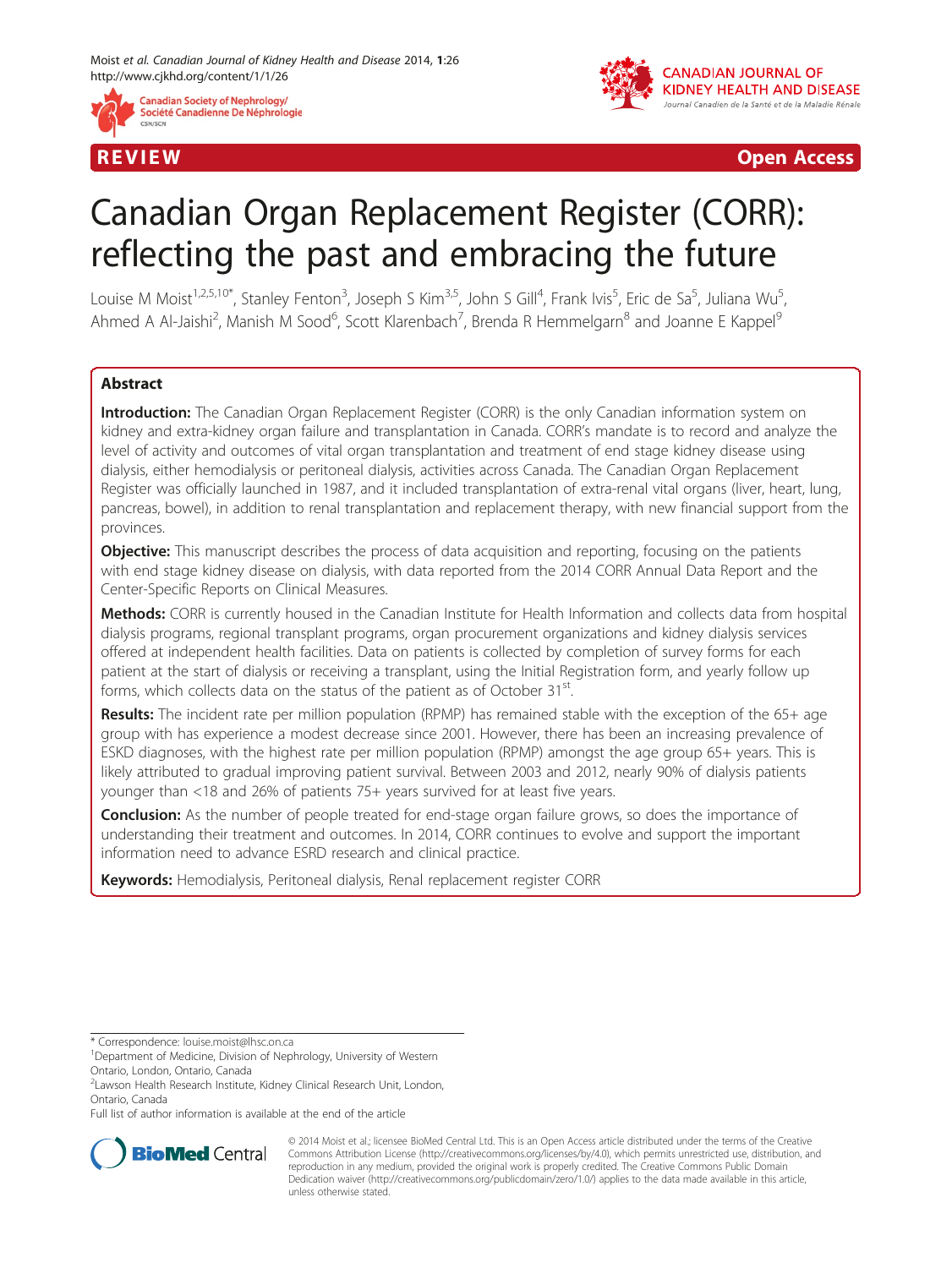REVIEW **Open Access**

# Canadian Organ Replacement Register (CORR): reflecting the past and embracing the future

Louise M Moist[1,2,5,10*], Stanley Fenton[3], Joseph S Kim[3,5], John S Gill[4], Frank Ivis[5], Eric de Sa[5], Juliana Wu[5], Ahmed A Al-Jaishi[2], Manish M Sood[6], Scott Klarenbach[7], Brenda R Hemmelgarn[8] and Joanne E Kappel[9]

## Abstract

**Introduction:** The Canadian Organ Replacement Register (CORR) is the only Canadian information system on kidney and extra-kidney organ failure and transplantation in Canada. CORR's mandate is to record and analyze the level of activity and outcomes of vital organ transplantation and treatment of end stage kidney disease using dialysis, either hemodialysis or peritoneal dialysis, activities across Canada. The Canadian Organ Replacement Register was officially launched in 1987, and it included transplantation of extra-renal vital organs (liver, heart, lung, pancreas, bowel), in addition to renal transplantation and replacement therapy, with new financial support from the provinces.

**Objective:** This manuscript describes the process of data acquisition and reporting, focusing on the patients with end stage kidney disease on dialysis, with data reported from the 2014 CORR Annual Data Report and the Center-Specific Reports on Clinical Measures.

**Methods:** CORR is currently housed in the Canadian Institute for Health Information and collects data from hospital dialysis programs, regional transplant programs, organ procurement organizations and kidney dialysis services offered at independent health facilities. Data on patients is collected by completion of survey forms for each patient at the start of dialysis or receiving a transplant, using the Initial Registration form, and yearly follow up forms, which collects data on the status of the patient as of October 31st.

**Results:** The incident rate per million population (RPMP) has remained stable with the exception of the 65+ age group with has experience a modest decrease since 2001. However, there has been an increasing prevalence of ESKD diagnoses, with the highest rate per million population (RPMP) amongst the age group 65+ years. This is likely attributed to gradual improving patient survival. Between 2003 and 2012, nearly 90% of dialysis patients younger than <18 and 26% of patients 75+ years survived for at least five years.

**Conclusion:** As the number of people treated for end-stage organ failure grows, so does the importance of understanding their treatment and outcomes. In 2014, CORR continues to evolve and support the important information need to advance ESRD research and clinical practice.

**Keywords:** Hemodialysis, Peritoneal dialysis, Renal replacement register CORR

---

\* Correspondence: louise.moist@lhsc.on.ca
[1]Department of Medicine, Division of Nephrology, University of Western Ontario, London, Ontario, Canada
[2]Lawson Health Research Institute, Kidney Clinical Research Unit, London, Ontario, Canada
Full list of author information is available at the end of the article

© 2014 Moist et al.; licensee BioMed Central Ltd. This is an Open Access article distributed under the terms of the Creative Commons Attribution License (http://creativecommons.org/licenses/by/4.0), which permits unrestricted use, distribution, and reproduction in any medium, provided the original work is properly credited. The Creative Commons Public Domain Dedication waiver (http://creativecommons.org/publicdomain/zero/1.0/) applies to the data made available in this article, unless otherwise stated.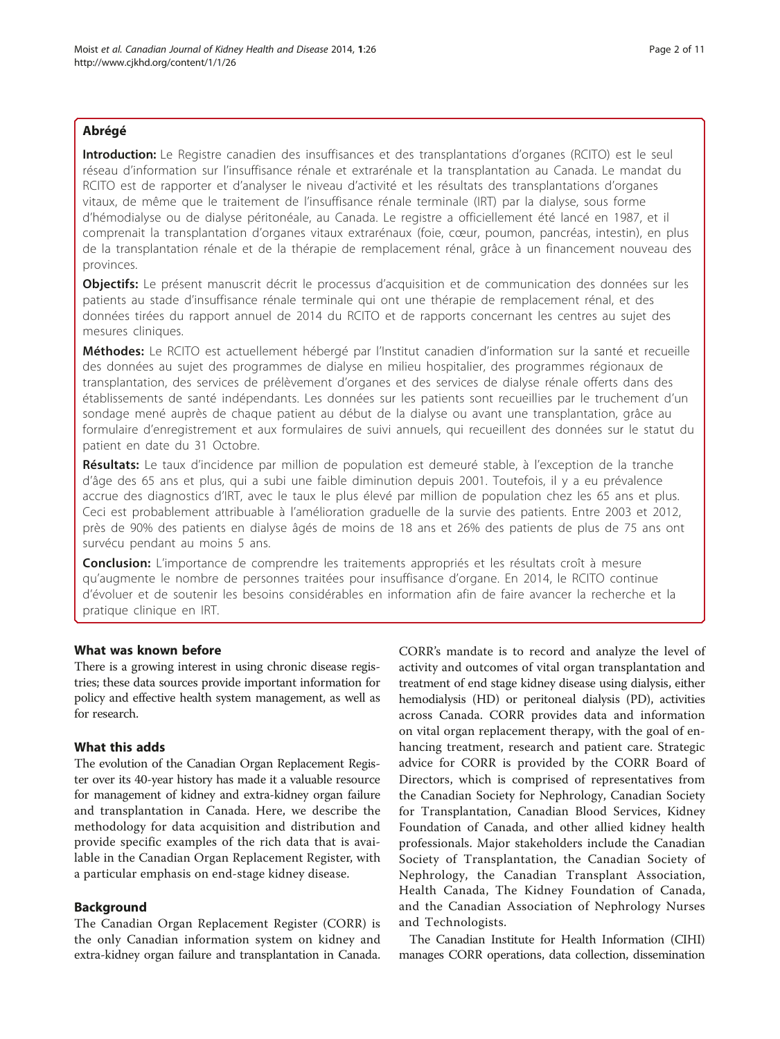## Abrégé

**Introduction:** Le Registre canadien des insuffisances et des transplantations d'organes (RCITO) est le seul réseau d'information sur l'insuffisance rénale et extrarénale et la transplantation au Canada. Le mandat du RCITO est de rapporter et d'analyser le niveau d'activité et les résultats des transplantations d'organes vitaux, de même que le traitement de l'insuffisance rénale terminale (IRT) par la dialyse, sous forme d'hémodialyse ou de dialyse péritonéale, au Canada. Le registre a officiellement été lancé en 1987, et il comprenait la transplantation d'organes vitaux extrarénaux (foie, cœur, poumon, pancréas, intestin), en plus de la transplantation rénale et de la thérapie de remplacement rénal, grâce à un financement nouveau des provinces.

**Objectifs:** Le présent manuscrit décrit le processus d'acquisition et de communication des données sur les patients au stade d'insuffisance rénale terminale qui ont une thérapie de remplacement rénal, et des données tirées du rapport annuel de 2014 du RCITO et de rapports concernant les centres au sujet des mesures cliniques.

**Méthodes:** Le RCITO est actuellement hébergé par l'Institut canadien d'information sur la santé et recueille des données au sujet des programmes de dialyse en milieu hospitalier, des programmes régionaux de transplantation, des services de prélèvement d'organes et des services de dialyse rénale offerts dans des établissements de santé indépendants. Les données sur les patients sont recueillies par le truchement d'un sondage mené auprès de chaque patient au début de la dialyse ou avant une transplantation, grâce au formulaire d'enregistrement et aux formulaires de suivi annuels, qui recueillent des données sur le statut du patient en date du 31 Octobre.

**Résultats:** Le taux d'incidence par million de population est demeuré stable, à l'exception de la tranche d'âge des 65 ans et plus, qui a subi une faible diminution depuis 2001. Toutefois, il y a eu prévalence accrue des diagnostics d'IRT, avec le taux le plus élevé par million de population chez les 65 ans et plus. Ceci est probablement attribuable à l'amélioration graduelle de la survie des patients. Entre 2003 et 2012, près de 90% des patients en dialyse âgés de moins de 18 ans et 26% des patients de plus de 75 ans ont survécu pendant au moins 5 ans.

**Conclusion:** L'importance de comprendre les traitements appropriés et les résultats croît à mesure qu'augmente le nombre de personnes traitées pour insuffisance d'organe. En 2014, le RCITO continue d'évoluer et de soutenir les besoins considérables en information afin de faire avancer la recherche et la pratique clinique en IRT.

## What was known before

There is a growing interest in using chronic disease registries; these data sources provide important information for policy and effective health system management, as well as for research.

## What this adds

The evolution of the Canadian Organ Replacement Register over its 40-year history has made it a valuable resource for management of kidney and extra-kidney organ failure and transplantation in Canada. Here, we describe the methodology for data acquisition and distribution and provide specific examples of the rich data that is available in the Canadian Organ Replacement Register, with a particular emphasis on end-stage kidney disease.

## Background

The Canadian Organ Replacement Register (CORR) is the only Canadian information system on kidney and extra-kidney organ failure and transplantation in Canada. CORR's mandate is to record and analyze the level of activity and outcomes of vital organ transplantation and treatment of end stage kidney disease using dialysis, either hemodialysis (HD) or peritoneal dialysis (PD), activities across Canada. CORR provides data and information on vital organ replacement therapy, with the goal of enhancing treatment, research and patient care. Strategic advice for CORR is provided by the CORR Board of Directors, which is comprised of representatives from the Canadian Society for Nephrology, Canadian Society for Transplantation, Canadian Blood Services, Kidney Foundation of Canada, and other allied kidney health professionals. Major stakeholders include the Canadian Society of Transplantation, the Canadian Society of Nephrology, the Canadian Transplant Association, Health Canada, The Kidney Foundation of Canada, and the Canadian Association of Nephrology Nurses and Technologists.

The Canadian Institute for Health Information (CIHI) manages CORR operations, data collection, dissemination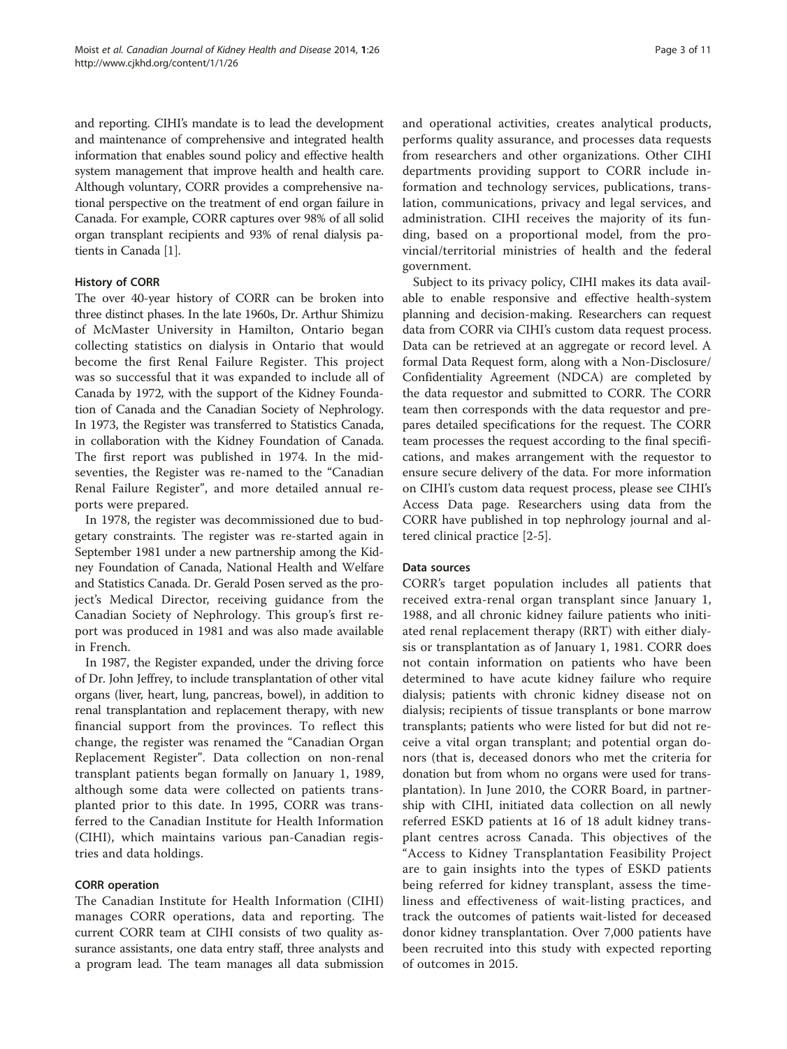and reporting. CIHI's mandate is to lead the development and maintenance of comprehensive and integrated health information that enables sound policy and effective health system management that improve health and health care. Although voluntary, CORR provides a comprehensive national perspective on the treatment of end organ failure in Canada. For example, CORR captures over 98% of all solid organ transplant recipients and 93% of renal dialysis patients in Canada [1].

### History of CORR

The over 40-year history of CORR can be broken into three distinct phases. In the late 1960s, Dr. Arthur Shimizu of McMaster University in Hamilton, Ontario began collecting statistics on dialysis in Ontario that would become the first Renal Failure Register. This project was so successful that it was expanded to include all of Canada by 1972, with the support of the Kidney Foundation of Canada and the Canadian Society of Nephrology. In 1973, the Register was transferred to Statistics Canada, in collaboration with the Kidney Foundation of Canada. The first report was published in 1974. In the mid-seventies, the Register was re-named to the "Canadian Renal Failure Register", and more detailed annual reports were prepared.

In 1978, the register was decommissioned due to budgetary constraints. The register was re-started again in September 1981 under a new partnership among the Kidney Foundation of Canada, National Health and Welfare and Statistics Canada. Dr. Gerald Posen served as the project's Medical Director, receiving guidance from the Canadian Society of Nephrology. This group's first report was produced in 1981 and was also made available in French.

In 1987, the Register expanded, under the driving force of Dr. John Jeffrey, to include transplantation of other vital organs (liver, heart, lung, pancreas, bowel), in addition to renal transplantation and replacement therapy, with new financial support from the provinces. To reflect this change, the register was renamed the "Canadian Organ Replacement Register". Data collection on non-renal transplant patients began formally on January 1, 1989, although some data were collected on patients transplanted prior to this date. In 1995, CORR was transferred to the Canadian Institute for Health Information (CIHI), which maintains various pan-Canadian registries and data holdings.

### CORR operation

The Canadian Institute for Health Information (CIHI) manages CORR operations, data and reporting. The current CORR team at CIHI consists of two quality assurance assistants, one data entry staff, three analysts and a program lead. The team manages all data submission and operational activities, creates analytical products, performs quality assurance, and processes data requests from researchers and other organizations. Other CIHI departments providing support to CORR include information and technology services, publications, translation, communications, privacy and legal services, and administration. CIHI receives the majority of its funding, based on a proportional model, from the provincial/territorial ministries of health and the federal government.

Subject to its privacy policy, CIHI makes its data available to enable responsive and effective health-system planning and decision-making. Researchers can request data from CORR via CIHI's custom data request process. Data can be retrieved at an aggregate or record level. A formal Data Request form, along with a Non-Disclosure/Confidentiality Agreement (NDCA) are completed by the data requestor and submitted to CORR. The CORR team then corresponds with the data requestor and prepares detailed specifications for the request. The CORR team processes the request according to the final specifications, and makes arrangement with the requestor to ensure secure delivery of the data. For more information on CIHI's custom data request process, please see CIHI's Access Data page. Researchers using data from the CORR have published in top nephrology journal and altered clinical practice [2-5].

### Data sources

CORR's target population includes all patients that received extra-renal organ transplant since January 1, 1988, and all chronic kidney failure patients who initiated renal replacement therapy (RRT) with either dialysis or transplantation as of January 1, 1981. CORR does not contain information on patients who have been determined to have acute kidney failure who require dialysis; patients with chronic kidney disease not on dialysis; recipients of tissue transplants or bone marrow transplants; patients who were listed for but did not receive a vital organ transplant; and potential organ donors (that is, deceased donors who met the criteria for donation but from whom no organs were used for transplantation). In June 2010, the CORR Board, in partnership with CIHI, initiated data collection on all newly referred ESKD patients at 16 of 18 adult kidney transplant centres across Canada. This objectives of the "Access to Kidney Transplantation Feasibility Project are to gain insights into the types of ESKD patients being referred for kidney transplant, assess the timeliness and effectiveness of wait-listing practices, and track the outcomes of patients wait-listed for deceased donor kidney transplantation. Over 7,000 patients have been recruited into this study with expected reporting of outcomes in 2015.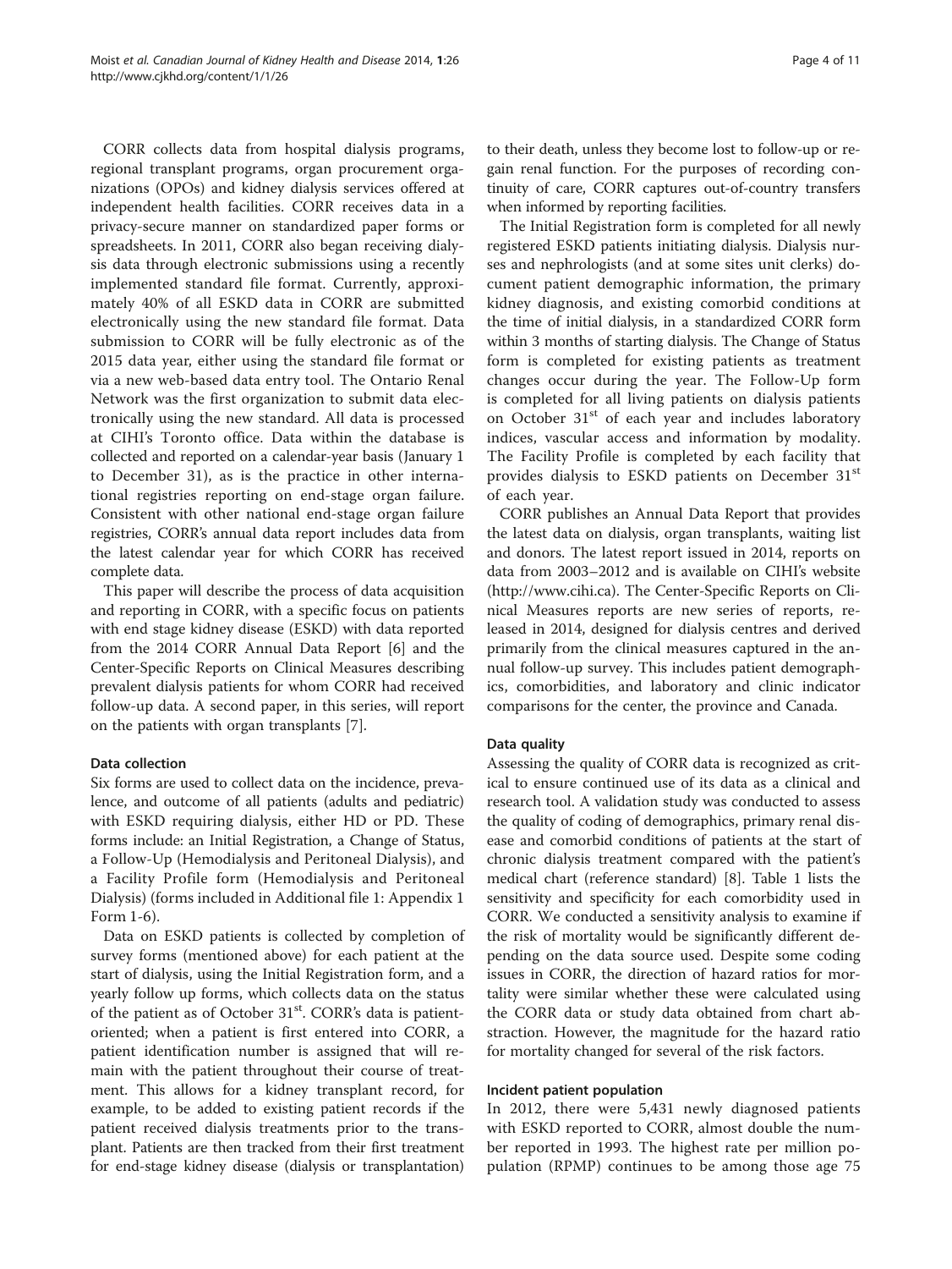CORR collects data from hospital dialysis programs, regional transplant programs, organ procurement organizations (OPOs) and kidney dialysis services offered at independent health facilities. CORR receives data in a privacy-secure manner on standardized paper forms or spreadsheets. In 2011, CORR also began receiving dialysis data through electronic submissions using a recently implemented standard file format. Currently, approximately 40% of all ESKD data in CORR are submitted electronically using the new standard file format. Data submission to CORR will be fully electronic as of the 2015 data year, either using the standard file format or via a new web-based data entry tool. The Ontario Renal Network was the first organization to submit data electronically using the new standard. All data is processed at CIHI's Toronto office. Data within the database is collected and reported on a calendar-year basis (January 1 to December 31), as is the practice in other international registries reporting on end-stage organ failure. Consistent with other national end-stage organ failure registries, CORR's annual data report includes data from the latest calendar year for which CORR has received complete data.

This paper will describe the process of data acquisition and reporting in CORR, with a specific focus on patients with end stage kidney disease (ESKD) with data reported from the 2014 CORR Annual Data Report [6] and the Center-Specific Reports on Clinical Measures describing prevalent dialysis patients for whom CORR had received follow-up data. A second paper, in this series, will report on the patients with organ transplants [7].

### Data collection

Six forms are used to collect data on the incidence, prevalence, and outcome of all patients (adults and pediatric) with ESKD requiring dialysis, either HD or PD. These forms include: an Initial Registration, a Change of Status, a Follow-Up (Hemodialysis and Peritoneal Dialysis), and a Facility Profile form (Hemodialysis and Peritoneal Dialysis) (forms included in Additional file 1: Appendix 1 Form 1-6).

Data on ESKD patients is collected by completion of survey forms (mentioned above) for each patient at the start of dialysis, using the Initial Registration form, and a yearly follow up forms, which collects data on the status of the patient as of October 31st. CORR's data is patient-oriented; when a patient is first entered into CORR, a patient identification number is assigned that will remain with the patient throughout their course of treatment. This allows for a kidney transplant record, for example, to be added to existing patient records if the patient received dialysis treatments prior to the transplant. Patients are then tracked from their first treatment for end-stage kidney disease (dialysis or transplantation) to their death, unless they become lost to follow-up or regain renal function. For the purposes of recording continuity of care, CORR captures out-of-country transfers when informed by reporting facilities.

The Initial Registration form is completed for all newly registered ESKD patients initiating dialysis. Dialysis nurses and nephrologists (and at some sites unit clerks) document patient demographic information, the primary kidney diagnosis, and existing comorbid conditions at the time of initial dialysis, in a standardized CORR form within 3 months of starting dialysis. The Change of Status form is completed for existing patients as treatment changes occur during the year. The Follow-Up form is completed for all living patients on dialysis patients on October 31st of each year and includes laboratory indices, vascular access and information by modality. The Facility Profile is completed by each facility that provides dialysis to ESKD patients on December 31st of each year.

CORR publishes an Annual Data Report that provides the latest data on dialysis, organ transplants, waiting list and donors. The latest report issued in 2014, reports on data from 2003–2012 and is available on CIHI's website (http://www.cihi.ca). The Center-Specific Reports on Clinical Measures reports are new series of reports, released in 2014, designed for dialysis centres and derived primarily from the clinical measures captured in the annual follow-up survey. This includes patient demographics, comorbidities, and laboratory and clinic indicator comparisons for the center, the province and Canada.

### Data quality

Assessing the quality of CORR data is recognized as critical to ensure continued use of its data as a clinical and research tool. A validation study was conducted to assess the quality of coding of demographics, primary renal disease and comorbid conditions of patients at the start of chronic dialysis treatment compared with the patient's medical chart (reference standard) [8]. Table 1 lists the sensitivity and specificity for each comorbidity used in CORR. We conducted a sensitivity analysis to examine if the risk of mortality would be significantly different depending on the data source used. Despite some coding issues in CORR, the direction of hazard ratios for mortality were similar whether these were calculated using the CORR data or study data obtained from chart abstraction. However, the magnitude for the hazard ratio for mortality changed for several of the risk factors.

### Incident patient population

In 2012, there were 5,431 newly diagnosed patients with ESKD reported to CORR, almost double the number reported in 1993. The highest rate per million population (RPMP) continues to be among those age 75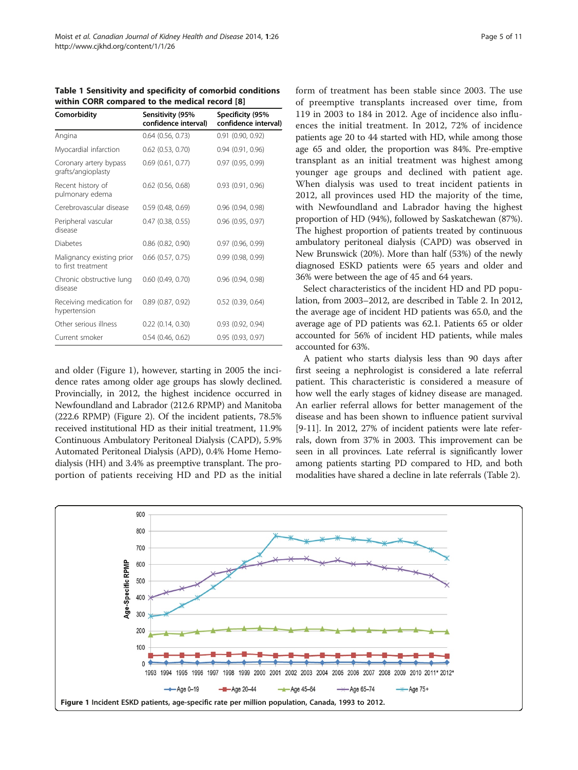**Table 1 Sensitivity and specificity of comorbid conditions within CORR compared to the medical record [8]**

| Comorbidity | Sensitivity (95% confidence interval) | Specificity (95% confidence interval) |
|---|---|---|
| Angina | 0.64 (0.56, 0.73) | 0.91 (0.90, 0.92) |
| Myocardial infarction | 0.62 (0.53, 0.70) | 0.94 (0.91, 0.96) |
| Coronary artery bypass grafts/angioplasty | 0.69 (0.61, 0.77) | 0.97 (0.95, 0.99) |
| Recent history of pulmonary edema | 0.62 (0.56, 0.68) | 0.93 (0.91, 0.96) |
| Cerebrovascular disease | 0.59 (0.48, 0.69) | 0.96 (0.94, 0.98) |
| Peripheral vascular disease | 0.47 (0.38, 0.55) | 0.96 (0.95, 0.97) |
| Diabetes | 0.86 (0.82, 0.90) | 0.97 (0.96, 0.99) |
| Malignancy existing prior to first treatment | 0.66 (0.57, 0.75) | 0.99 (0.98, 0.99) |
| Chronic obstructive lung disease | 0.60 (0.49, 0.70) | 0.96 (0.94, 0.98) |
| Receiving medication for hypertension | 0.89 (0.87, 0.92) | 0.52 (0.39, 0.64) |
| Other serious illness | 0.22 (0.14, 0.30) | 0.93 (0.92, 0.94) |
| Current smoker | 0.54 (0.46, 0.62) | 0.95 (0.93, 0.97) |

and older (Figure 1), however, starting in 2005 the incidence rates among older age groups has slowly declined. Provincially, in 2012, the highest incidence occurred in Newfoundland and Labrador (212.6 RPMP) and Manitoba (222.6 RPMP) (Figure 2). Of the incident patients, 78.5% received institutional HD as their initial treatment, 11.9% Continuous Ambulatory Peritoneal Dialysis (CAPD), 5.9% Automated Peritoneal Dialysis (APD), 0.4% Home Hemodialysis (HH) and 3.4% as preemptive transplant. The proportion of patients receiving HD and PD as the initial form of treatment has been stable since 2003. The use of preemptive transplants increased over time, from 119 in 2003 to 184 in 2012. Age of incidence also influences the initial treatment. In 2012, 72% of incidence patients age 20 to 44 started with HD, while among those age 65 and older, the proportion was 84%. Pre-emptive transplant as an initial treatment was highest among younger age groups and declined with patient age. When dialysis was used to treat incident patients in 2012, all provinces used HD the majority of the time, with Newfoundland and Labrador having the highest proportion of HD (94%), followed by Saskatchewan (87%). The highest proportion of patients treated by continuous ambulatory peritoneal dialysis (CAPD) was observed in New Brunswick (20%). More than half (53%) of the newly diagnosed ESKD patients were 65 years and older and 36% were between the age of 45 and 64 years.

Select characteristics of the incident HD and PD population, from 2003–2012, are described in Table 2. In 2012, the average age of incident HD patients was 65.0, and the average age of PD patients was 62.1. Patients 65 or older accounted for 56% of incident HD patients, while males accounted for 63%.

A patient who starts dialysis less than 90 days after first seeing a nephrologist is considered a late referral patient. This characteristic is considered a measure of how well the early stages of kidney disease are managed. An earlier referral allows for better management of the disease and has been shown to influence patient survival [9-11]. In 2012, 27% of incident patients were late referrals, down from 37% in 2003. This improvement can be seen in all provinces. Late referral is significantly lower among patients starting PD compared to HD, and both modalities have shared a decline in late referrals (Table 2).

**Figure 1** Incident ESKD patients, age-specific rate per million population, Canada, 1993 to 2012.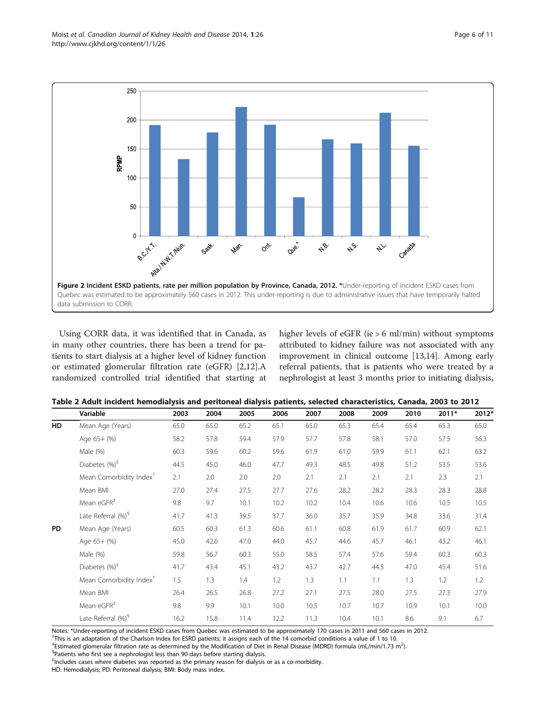**Figure 2 Incident ESKD patients, rate per million population by Province, Canada, 2012.** *Under-reporting of incident ESKD cases from Quebec was estimated to be approximately 560 cases in 2012. This under-reporting is due to administrative issues that have temporarily halted data submission to CORR.

Using CORR data, it was identified that in Canada, as in many other countries, there has been a trend for patients to start dialysis at a higher level of kidney function or estimated glomerular filtration rate (eGFR) [2,12].A randomized controlled trial identified that starting at higher levels of eGFR (ie > 6 ml/min) without symptoms attributed to kidney failure was not associated with any improvement in clinical outcome [13,14]. Among early referral patients, that is patients who were treated by a nephrologist at least 3 months prior to initiating dialysis,

**Table 2 Adult incident hemodialysis and peritoneal dialysis patients, selected characteristics, Canada, 2003 to 2012**

| | Variable | 2003 | 2004 | 2005 | 2006 | 2007 | 2008 | 2009 | 2010 | 2011* | 2012* |
|---|---|---|---|---|---|---|---|---|---|---|---|
| HD | Mean Age (Years) | 65.0 | 65.0 | 65.2 | 65.1 | 65.0 | 65.3 | 65.4 | 65.4 | 65.3 | 65.0 |
| | Age 65+ (%) | 58.2 | 57.8 | 59.4 | 57.9 | 57.7 | 57.8 | 58.1 | 57.0 | 57.5 | 56.3 |
| | Male (%) | 60.3 | 59.6 | 60.2 | 59.6 | 61.9 | 61.0 | 59.9 | 61.1 | 62.1 | 63.2 |
| | Diabetes (%)[£] | 44.5 | 45.0 | 46.0 | 47.7 | 49.3 | 48.5 | 49.8 | 51.2 | 53.5 | 53.6 |
| | Mean Comorbidity Index[†] | 2.1 | 2.0 | 2.0 | 2.0 | 2.1 | 2.1 | 2.1 | 2.1 | 2.3 | 2.1 |
| | Mean BMI | 27.0 | 27.4 | 27.5 | 27.7 | 27.6 | 28.2 | 28.2 | 28.3 | 28.3 | 28.8 |
| | Mean eGFR[‡] | 9.8 | 9.7 | 10.1 | 10.2 | 10.2 | 10.4 | 10.6 | 10.6 | 10.5 | 10.5 |
| | Late Referral (%)[§] | 41.7 | 41.3 | 39.5 | 37.7 | 36.0 | 35.7 | 35.9 | 34.8 | 33.6 | 31.4 |
| PD | Mean Age (Years) | 60.5 | 60.3 | 61.3 | 60.6 | 61.1 | 60.8 | 61.9 | 61.7 | 60.9 | 62.1 |
| | Age 65+ (%) | 45.0 | 42.6 | 47.0 | 44.0 | 45.7 | 44.6 | 45.7 | 46.1 | 43.2 | 46.1 |
| | Male (%) | 59.8 | 56.7 | 60.3 | 55.0 | 58.5 | 57.4 | 57.6 | 59.4 | 60.3 | 60.3 |
| | Diabetes (%)[£] | 41.7 | 43.4 | 45.1 | 43.2 | 43.7 | 42.7 | 44.5 | 47.0 | 45.4 | 51.6 |
| | Mean Comorbidity Index[†] | 1.5 | 1.3 | 1.4 | 1.2 | 1.3 | 1.1 | 1.1 | 1.3 | 1.2 | 1.2 |
| | Mean BMI | 26.4 | 26.5 | 26.8 | 27.2 | 27.1 | 27.5 | 28.0 | 27.5 | 27.3 | 27.9 |
| | Mean eGFR[‡] | 9.8 | 9.9 | 10.1 | 10.0 | 10.5 | 10.7 | 10.7 | 10.9 | 10.1 | 10.0 |
| | Late Referral (%)[§] | 16.2 | 15.8 | 11.4 | 12.2 | 11.3 | 10.4 | 10.1 | 8.6 | 9.1 | 6.7 |

Notes: *Under-reporting of incident ESKD cases from Quebec was estimated to be approximately 170 cases in 2011 and 560 cases in 2012.
[†]This is an adaptation of the Charlson Index for ESRD patients; it assigns each of the 14 comorbid conditions a value of 1 to 10.
[‡]Estimated glomerular filtration rate as determined by the Modification of Diet in Renal Disease (MDRD) formula (mL/min/1.73 $m^2$).
[§]Patients who first see a nephrologist less than 90 days before starting dialysis.
[£]Includes cases where diabetes was reported as the primary reason for dialysis or as a co-morbidity.
HD: Hemodialysis; PD: Peritoneal dialysis; BMI: Body mass index.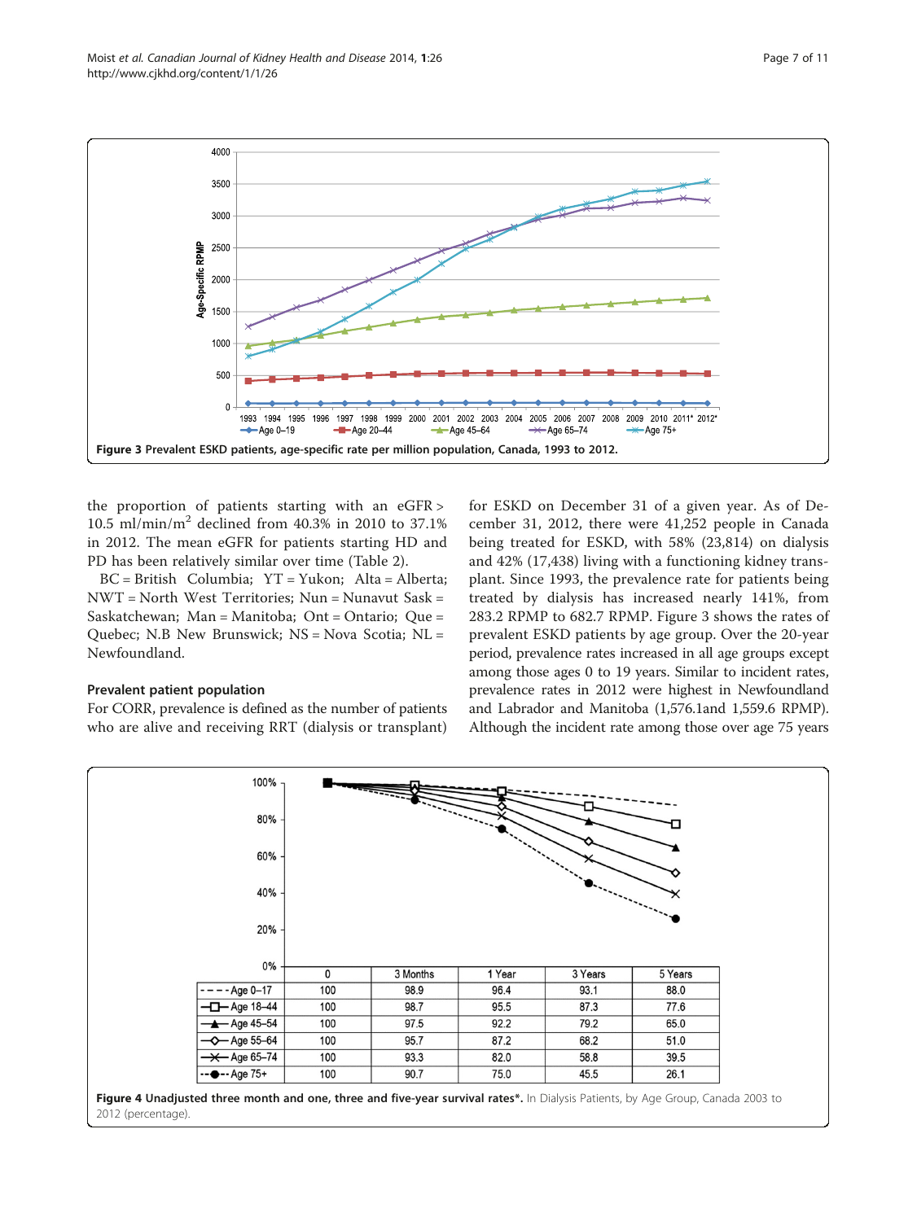Figure 3 Prevalent ESKD patients, age-specific rate per million population, Canada, 1993 to 2012.

the proportion of patients starting with an eGFR > 10.5 ml/min/m$^2$ declined from 40.3% in 2010 to 37.1% in 2012. The mean eGFR for patients starting HD and PD has been relatively similar over time (Table 2).

BC = British Columbia; YT = Yukon; Alta = Alberta; NWT = North West Territories; Nun = Nunavut Sask = Saskatchewan; Man = Manitoba; Ont = Ontario; Que = Quebec; N.B New Brunswick; NS = Nova Scotia; NL = Newfoundland.

### Prevalent patient population

For CORR, prevalence is defined as the number of patients who are alive and receiving RRT (dialysis or transplant) for ESKD on December 31 of a given year. As of December 31, 2012, there were 41,252 people in Canada being treated for ESKD, with 58% (23,814) on dialysis and 42% (17,438) living with a functioning kidney transplant. Since 1993, the prevalence rate for patients being treated by dialysis has increased nearly 141%, from 283.2 RPMP to 682.7 RPMP. Figure 3 shows the rates of prevalent ESKD patients by age group. Over the 20-year period, prevalence rates increased in all age groups except among those ages 0 to 19 years. Similar to incident rates, prevalence rates in 2012 were highest in Newfoundland and Labrador and Manitoba (1,576.1and 1,559.6 RPMP). Although the incident rate among those over age 75 years

| | 0 | 3 Months | 1 Year | 3 Years | 5 Years |
|---|---|---|---|---|---|
| Age 0–17 | 100 | 98.9 | 96.4 | 93.1 | 88.0 |
| Age 18–44 | 100 | 98.7 | 95.5 | 87.3 | 77.6 |
| Age 45–54 | 100 | 97.5 | 92.2 | 79.2 | 65.0 |
| Age 55–64 | 100 | 95.7 | 87.2 | 68.2 | 51.0 |
| Age 65–74 | 100 | 93.3 | 82.0 | 58.8 | 39.5 |
| Age 75+ | 100 | 90.7 | 75.0 | 45.5 | 26.1 |

**Figure 4 Unadjusted three month and one, three and five-year survival rates*.** In Dialysis Patients, by Age Group, Canada 2003 to 2012 (percentage).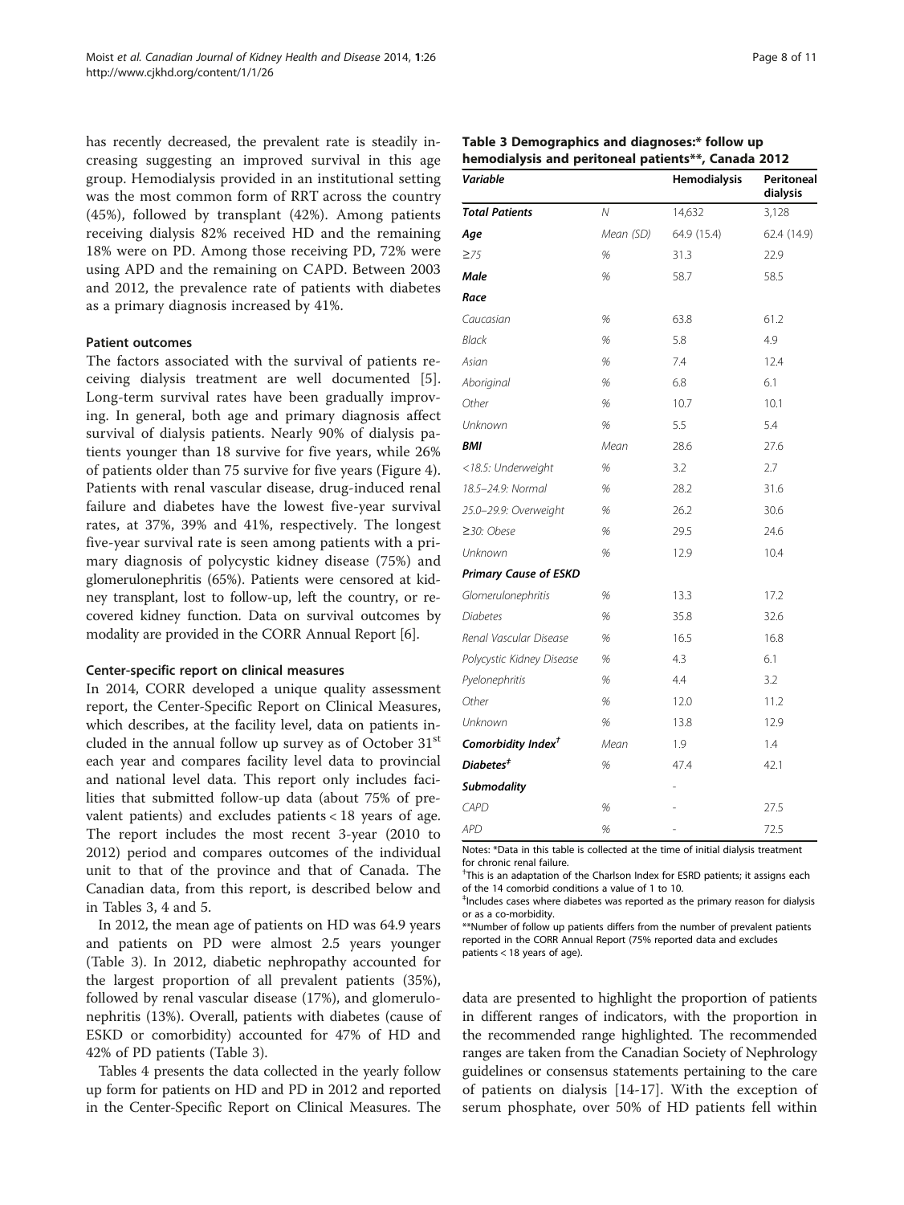has recently decreased, the prevalent rate is steadily increasing suggesting an improved survival in this age group. Hemodialysis provided in an institutional setting was the most common form of RRT across the country (45%), followed by transplant (42%). Among patients receiving dialysis 82% received HD and the remaining 18% were on PD. Among those receiving PD, 72% were using APD and the remaining on CAPD. Between 2003 and 2012, the prevalence rate of patients with diabetes as a primary diagnosis increased by 41%.

### Patient outcomes

The factors associated with the survival of patients receiving dialysis treatment are well documented [5]. Long-term survival rates have been gradually improving. In general, both age and primary diagnosis affect survival of dialysis patients. Nearly 90% of dialysis patients younger than 18 survive for five years, while 26% of patients older than 75 survive for five years (Figure 4). Patients with renal vascular disease, drug-induced renal failure and diabetes have the lowest five-year survival rates, at 37%, 39% and 41%, respectively. The longest five-year survival rate is seen among patients with a primary diagnosis of polycystic kidney disease (75%) and glomerulonephritis (65%). Patients were censored at kidney transplant, lost to follow-up, left the country, or recovered kidney function. Data on survival outcomes by modality are provided in the CORR Annual Report [6].

### Center-specific report on clinical measures

In 2014, CORR developed a unique quality assessment report, the Center-Specific Report on Clinical Measures, which describes, at the facility level, data on patients included in the annual follow up survey as of October 31[st] each year and compares facility level data to provincial and national level data. This report only includes facilities that submitted follow-up data (about 75% of prevalent patients) and excludes patients < 18 years of age. The report includes the most recent 3-year (2010 to 2012) period and compares outcomes of the individual unit to that of the province and that of Canada. The Canadian data, from this report, is described below and in Tables 3, 4 and 5.

In 2012, the mean age of patients on HD was 64.9 years and patients on PD were almost 2.5 years younger (Table 3). In 2012, diabetic nephropathy accounted for the largest proportion of all prevalent patients (35%), followed by renal vascular disease (17%), and glomerulonephritis (13%). Overall, patients with diabetes (cause of ESKD or comorbidity) accounted for 47% of HD and 42% of PD patients (Table 3).

Tables 4 presents the data collected in the yearly follow up form for patients on HD and PD in 2012 and reported in the Center-Specific Report on Clinical Measures. The data are presented to highlight the proportion of patients in different ranges of indicators, with the proportion in the recommended range highlighted. The recommended ranges are taken from the Canadian Society of Nephrology guidelines or consensus statements pertaining to the care of patients on dialysis [14-17]. With the exception of serum phosphate, over 50% of HD patients fell within

**Table 3 Demographics and diagnoses:\* follow up hemodialysis and peritoneal patients\*\*, Canada 2012**

| Variable | | Hemodialysis | Peritoneal dialysis |
|---|---|---|---|
| **Total Patients** | N | 14,632 | 3,128 |
| **Age** | Mean (SD) | 64.9 (15.4) | 62.4 (14.9) |
| ≥75 | % | 31.3 | 22.9 |
| **Male** | % | 58.7 | 58.5 |
| **Race** | | | |
| Caucasian | % | 63.8 | 61.2 |
| Black | % | 5.8 | 4.9 |
| Asian | % | 7.4 | 12.4 |
| Aboriginal | % | 6.8 | 6.1 |
| Other | % | 10.7 | 10.1 |
| Unknown | % | 5.5 | 5.4 |
| **BMI** | Mean | 28.6 | 27.6 |
| <18.5: Underweight | % | 3.2 | 2.7 |
| 18.5–24.9: Normal | % | 28.2 | 31.6 |
| 25.0–29.9: Overweight | % | 26.2 | 30.6 |
| ≥30: Obese | % | 29.5 | 24.6 |
| Unknown | % | 12.9 | 10.4 |
| **Primary Cause of ESKD** | | | |
| Glomerulonephritis | % | 13.3 | 17.2 |
| Diabetes | % | 35.8 | 32.6 |
| Renal Vascular Disease | % | 16.5 | 16.8 |
| Polycystic Kidney Disease | % | 4.3 | 6.1 |
| Pyelonephritis | % | 4.4 | 3.2 |
| Other | % | 12.0 | 11.2 |
| Unknown | % | 13.8 | 12.9 |
| **Comorbidity Index[†]** | Mean | 1.9 | 1.4 |
| **Diabetes[‡]** | % | 47.4 | 42.1 |
| **Submodality** | | - | |
| CAPD | % | - | 27.5 |
| APD | % | - | 72.5 |

Notes: \*Data in this table is collected at the time of initial dialysis treatment for chronic renal failure.
[†]This is an adaptation of the Charlson Index for ESRD patients; it assigns each of the 14 comorbid conditions a value of 1 to 10.
[‡]Includes cases where diabetes was reported as the primary reason for dialysis or as a co-morbidity.
\*\*Number of follow up patients differs from the number of prevalent patients reported in the CORR Annual Report (75% reported data and excludes patients < 18 years of age).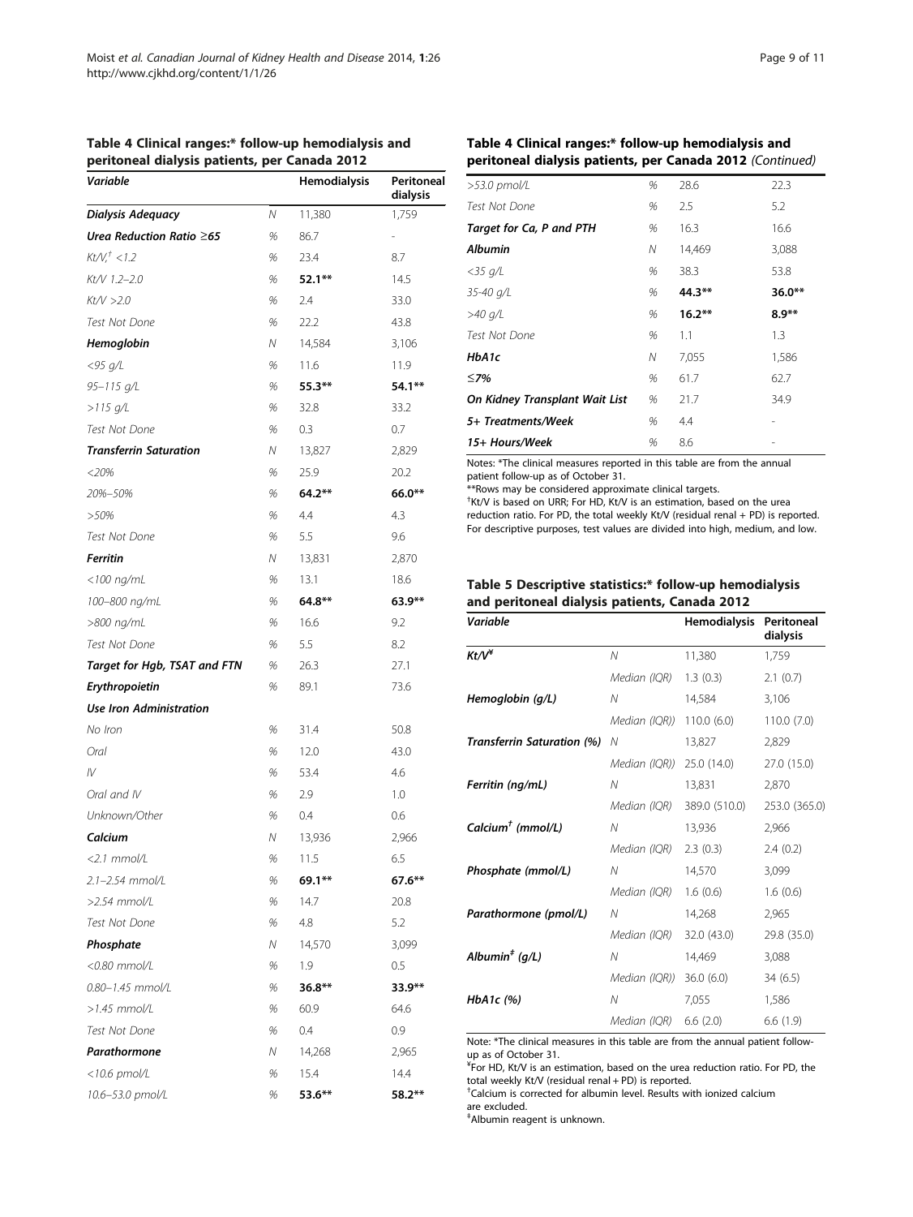**Table 4 Clinical ranges:* follow-up hemodialysis and peritoneal dialysis patients, per Canada 2012**

| *Variable* | | Hemodialysis | Peritoneal dialysis |
|---|---|---|---|
| ***Dialysis Adequacy*** | *N* | 11,380 | 1,759 |
| ***Urea Reduction Ratio ≥65*** | *%* | 86.7 | - |
| *Kt/V,[†] <1.2* | *%* | 23.4 | 8.7 |
| *Kt/V 1.2–2.0* | *%* | **52.1**** | 14.5 |
| *Kt/V >2.0* | *%* | 2.4 | 33.0 |
| *Test Not Done* | *%* | 22.2 | 43.8 |
| ***Hemoglobin*** | *N* | 14,584 | 3,106 |
| *<95 g/L* | *%* | 11.6 | 11.9 |
| *95–115 g/L* | *%* | **55.3**** | **54.1**** |
| *>115 g/L* | *%* | 32.8 | 33.2 |
| *Test Not Done* | *%* | 0.3 | 0.7 |
| ***Transferrin Saturation*** | *N* | 13,827 | 2,829 |
| *<20%* | *%* | 25.9 | 20.2 |
| *20%–50%* | *%* | **64.2**** | **66.0**** |
| *>50%* | *%* | 4.4 | 4.3 |
| *Test Not Done* | *%* | 5.5 | 9.6 |
| ***Ferritin*** | *N* | 13,831 | 2,870 |
| *<100 ng/mL* | *%* | 13.1 | 18.6 |
| *100–800 ng/mL* | *%* | **64.8**** | **63.9**** |
| *>800 ng/mL* | *%* | 16.6 | 9.2 |
| *Test Not Done* | *%* | 5.5 | 8.2 |
| ***Target for Hgb, TSAT and FTN*** | *%* | 26.3 | 27.1 |
| ***Erythropoietin*** | *%* | 89.1 | 73.6 |
| ***Use Iron Administration*** | | | |
| *No Iron* | *%* | 31.4 | 50.8 |
| *Oral* | *%* | 12.0 | 43.0 |
| *IV* | *%* | 53.4 | 4.6 |
| *Oral and IV* | *%* | 2.9 | 1.0 |
| *Unknown/Other* | *%* | 0.4 | 0.6 |
| ***Calcium*** | *N* | 13,936 | 2,966 |
| *<2.1 mmol/L* | *%* | 11.5 | 6.5 |
| *2.1–2.54 mmol/L* | *%* | **69.1**** | **67.6**** |
| *>2.54 mmol/L* | *%* | 14.7 | 20.8 |
| *Test Not Done* | *%* | 4.8 | 5.2 |
| ***Phosphate*** | *N* | 14,570 | 3,099 |
| *<0.80 mmol/L* | *%* | 1.9 | 0.5 |
| *0.80–1.45 mmol/L* | *%* | **36.8**** | **33.9**** |
| *>1.45 mmol/L* | *%* | 60.9 | 64.6 |
| *Test Not Done* | *%* | 0.4 | 0.9 |
| ***Parathormone*** | *N* | 14,268 | 2,965 |
| *<10.6 pmol/L* | *%* | 15.4 | 14.4 |
| *10.6–53.0 pmol/L* | *%* | **53.6**** | **58.2**** |
| *>53.0 pmol/L* | *%* | 28.6 | 22.3 |
| *Test Not Done* | *%* | 2.5 | 5.2 |
| ***Target for Ca, P and PTH*** | *%* | 16.3 | 16.6 |
| ***Albumin*** | *N* | 14,469 | 3,088 |
| *<35 g/L* | *%* | 38.3 | 53.8 |
| *35-40 g/L* | *%* | **44.3**** | **36.0**** |
| *>40 g/L* | *%* | **16.2**** | **8.9**** |
| *Test Not Done* | *%* | 1.1 | 1.3 |
| ***HbA1c*** | *N* | 7,055 | 1,586 |
| *≤7%* | *%* | 61.7 | 62.7 |
| ***On Kidney Transplant Wait List*** | *%* | 21.7 | 34.9 |
| ***5+ Treatments/Week*** | *%* | 4.4 | - |
| ***15+ Hours/Week*** | *%* | 8.6 | - |

Notes: *The clinical measures reported in this table are from the annual patient follow-up as of October 31.
**Rows may be considered approximate clinical targets.
[†]Kt/V is based on URR; For HD, Kt/V is an estimation, based on the urea reduction ratio. For PD, the total weekly Kt/V (residual renal + PD) is reported. For descriptive purposes, test values are divided into high, medium, and low.

**Table 5 Descriptive statistics:* follow-up hemodialysis and peritoneal dialysis patients, Canada 2012**

| *Variable* | | Hemodialysis | Peritoneal dialysis |
|---|---|---|---|
| ***Kt/V[¥]*** | *N* | 11,380 | 1,759 |
| | *Median (IQR)* | 1.3 (0.3) | 2.1 (0.7) |
| ***Hemoglobin (g/L)*** | *N* | 14,584 | 3,106 |
| | *Median (IQR))* | 110.0 (6.0) | 110.0 (7.0) |
| ***Transferrin Saturation (%)*** | *N* | 13,827 | 2,829 |
| | *Median (IQR))* | 25.0 (14.0) | 27.0 (15.0) |
| ***Ferritin (ng/mL)*** | *N* | 13,831 | 2,870 |
| | *Median (IQR)* | 389.0 (510.0) | 253.0 (365.0) |
| ***Calcium[†] (mmol/L)*** | *N* | 13,936 | 2,966 |
| | *Median (IQR)* | 2.3 (0.3) | 2.4 (0.2) |
| ***Phosphate (mmol/L)*** | *N* | 14,570 | 3,099 |
| | *Median (IQR)* | 1.6 (0.6) | 1.6 (0.6) |
| ***Parathormone (pmol/L)*** | *N* | 14,268 | 2,965 |
| | *Median (IQR)* | 32.0 (43.0) | 29.8 (35.0) |
| ***Albumin[‡] (g/L)*** | *N* | 14,469 | 3,088 |
| | *Median (IQR))* | 36.0 (6.0) | 34 (6.5) |
| ***HbA1c (%)*** | *N* | 7,055 | 1,586 |
| | *Median (IQR)* | 6.6 (2.0) | 6.6 (1.9) |

Note: *The clinical measures in this table are from the annual patient follow-up as of October 31.
[¥]For HD, Kt/V is an estimation, based on the urea reduction ratio. For PD, the total weekly Kt/V (residual renal + PD) is reported.
[†]Calcium is corrected for albumin level. Results with ionized calcium are excluded.
[‡]Albumin reagent is unknown.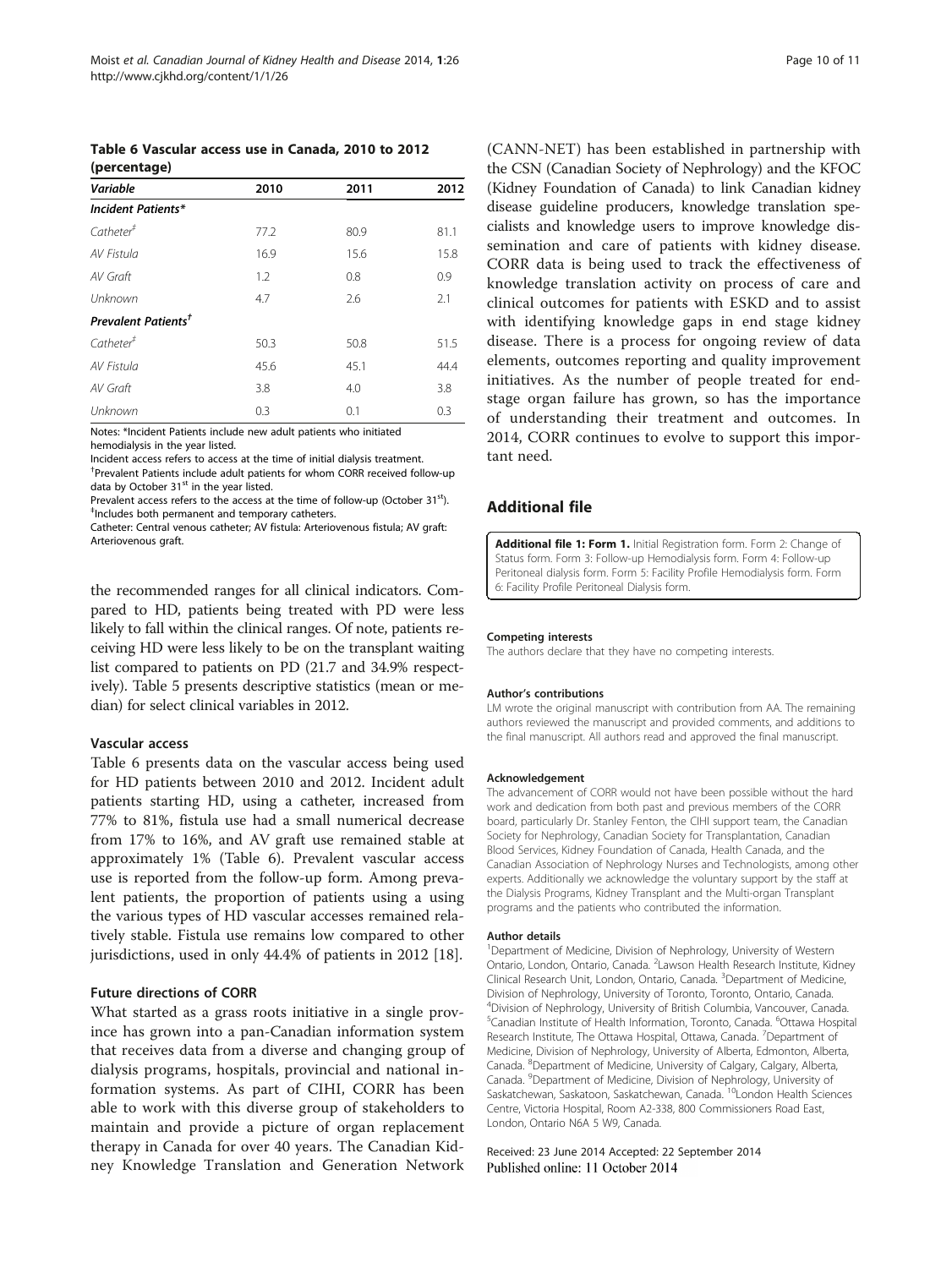**Table 6 Vascular access use in Canada, 2010 to 2012 (percentage)**

| Variable | 2010 | 2011 | 2012 |
|---|---|---|---|
| ***Incident Patients**** | | | |
| *Catheter*[‡] | 77.2 | 80.9 | 81.1 |
| *AV Fistula* | 16.9 | 15.6 | 15.8 |
| *AV Graft* | 1.2 | 0.8 | 0.9 |
| *Unknown* | 4.7 | 2.6 | 2.1 |
| ***Prevalent Patients***[†] | | | |
| *Catheter*[‡] | 50.3 | 50.8 | 51.5 |
| *AV Fistula* | 45.6 | 45.1 | 44.4 |
| *AV Graft* | 3.8 | 4.0 | 3.8 |
| *Unknown* | 0.3 | 0.1 | 0.3 |

Notes: *Incident Patients include new adult patients who initiated hemodialysis in the year listed.
Incident access refers to access at the time of initial dialysis treatment.
[†]Prevalent Patients include adult patients for whom CORR received follow-up data by October 31[st] in the year listed.
Prevalent access refers to the access at the time of follow-up (October 31[st]).
[‡]Includes both permanent and temporary catheters.
Catheter: Central venous catheter; AV fistula: Arteriovenous fistula; AV graft: Arteriovenous graft.

the recommended ranges for all clinical indicators. Compared to HD, patients being treated with PD were less likely to fall within the clinical ranges. Of note, patients receiving HD were less likely to be on the transplant waiting list compared to patients on PD (21.7 and 34.9% respectively). Table 5 presents descriptive statistics (mean or median) for select clinical variables in 2012.

### Vascular access

Table 6 presents data on the vascular access being used for HD patients between 2010 and 2012. Incident adult patients starting HD, using a catheter, increased from 77% to 81%, fistula use had a small numerical decrease from 17% to 16%, and AV graft use remained stable at approximately 1% (Table 6). Prevalent vascular access use is reported from the follow-up form. Among prevalent patients, the proportion of patients using a using the various types of HD vascular accesses remained relatively stable. Fistula use remains low compared to other jurisdictions, used in only 44.4% of patients in 2012 [18].

### Future directions of CORR

What started as a grass roots initiative in a single province has grown into a pan-Canadian information system that receives data from a diverse and changing group of dialysis programs, hospitals, provincial and national information systems. As part of CIHI, CORR has been able to work with this diverse group of stakeholders to maintain and provide a picture of organ replacement therapy in Canada for over 40 years. The Canadian Kidney Knowledge Translation and Generation Network (CANN-NET) has been established in partnership with the CSN (Canadian Society of Nephrology) and the KFOC (Kidney Foundation of Canada) to link Canadian kidney disease guideline producers, knowledge translation specialists and knowledge users to improve knowledge dissemination and care of patients with kidney disease. CORR data is being used to track the effectiveness of knowledge translation activity on process of care and clinical outcomes for patients with ESKD and to assist with identifying knowledge gaps in end stage kidney disease. There is a process for ongoing review of data elements, outcomes reporting and quality improvement initiatives. As the number of people treated for end-stage organ failure has grown, so has the importance of understanding their treatment and outcomes. In 2014, CORR continues to evolve to support this important need.

## Additional file

**Additional file 1: Form 1.** Initial Registration form. Form 2: Change of Status form. Form 3: Follow-up Hemodialysis form. Form 4: Follow-up Peritoneal dialysis form. Form 5: Facility Profile Hemodialysis form. Form 6: Facility Profile Peritoneal Dialysis form.

#### Competing interests

The authors declare that they have no competing interests.

#### Author's contributions

LM wrote the original manuscript with contribution from AA. The remaining authors reviewed the manuscript and provided comments, and additions to the final manuscript. All authors read and approved the final manuscript.

#### Acknowledgement

The advancement of CORR would not have been possible without the hard work and dedication from both past and previous members of the CORR board, particularly Dr. Stanley Fenton, the CIHI support team, the Canadian Society for Nephrology, Canadian Society for Transplantation, Canadian Blood Services, Kidney Foundation of Canada, Health Canada, and the Canadian Association of Nephrology Nurses and Technologists, among other experts. Additionally we acknowledge the voluntary support by the staff at the Dialysis Programs, Kidney Transplant and the Multi-organ Transplant programs and the patients who contributed the information.

#### Author details

[1]Department of Medicine, Division of Nephrology, University of Western Ontario, London, Ontario, Canada. [2]Lawson Health Research Institute, Kidney Clinical Research Unit, London, Ontario, Canada. [3]Department of Medicine, Division of Nephrology, University of Toronto, Toronto, Ontario, Canada. [4]Division of Nephrology, University of British Columbia, Vancouver, Canada. [5]Canadian Institute of Health Information, Toronto, Canada. [6]Ottawa Hospital Research Institute, The Ottawa Hospital, Ottawa, Canada. [7]Department of Medicine, Division of Nephrology, University of Alberta, Edmonton, Alberta, Canada. [8]Department of Medicine, University of Calgary, Calgary, Alberta, Canada. [9]Department of Medicine, Division of Nephrology, University of Saskatchewan, Saskatoon, Saskatchewan, Canada. [10]London Health Sciences Centre, Victoria Hospital, Room A2-338, 800 Commissioners Road East, London, Ontario N6A 5 W9, Canada.

Received: 23 June 2014 Accepted: 22 September 2014
Published online: 11 October 2014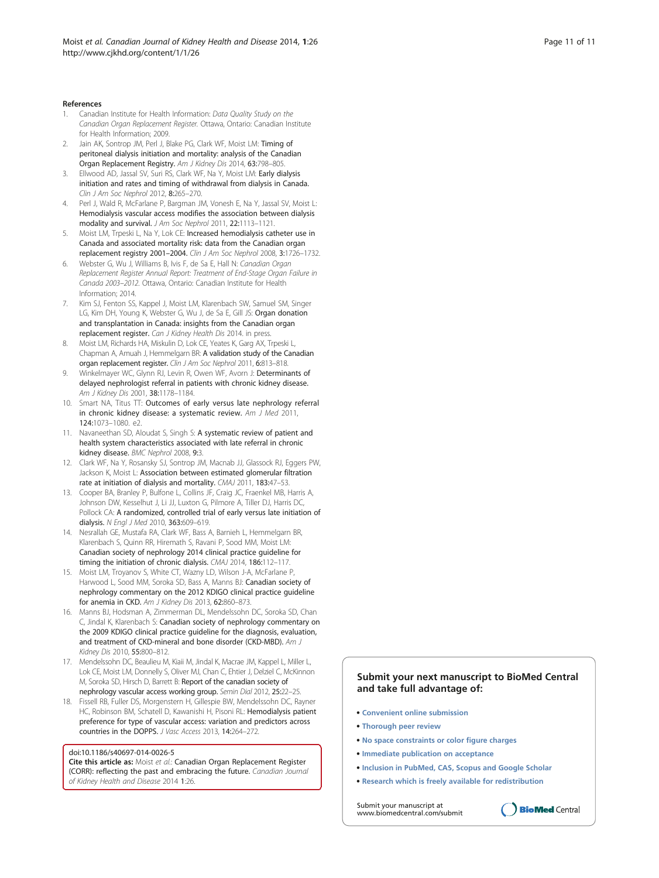## References

1. Canadian Institute for Health Information: *Data Quality Study on the Canadian Organ Replacement Register*. Ottawa, Ontario: Canadian Institute for Health Information; 2009.
2. Jain AK, Sontrop JM, Perl J, Blake PG, Clark WF, Moist LM: **Timing of peritoneal dialysis initiation and mortality: analysis of the Canadian Organ Replacement Registry.** *Am J Kidney Dis* 2014, **63**:798–805.
3. Ellwood AD, Jassal SV, Suri RS, Clark WF, Na Y, Moist LM: **Early dialysis initiation and rates and timing of withdrawal from dialysis in Canada.** *Clin J Am Soc Nephrol* 2012, **8**:265–270.
4. Perl J, Wald R, McFarlane P, Bargman JM, Vonesh E, Na Y, Jassal SV, Moist L: **Hemodialysis vascular access modifies the association between dialysis modality and survival.** *J Am Soc Nephrol* 2011, **22**:1113–1121.
5. Moist LM, Trpeski L, Na Y, Lok CE: **Increased hemodialysis catheter use in Canada and associated mortality risk: data from the Canadian organ replacement registry 2001–2004.** *Clin J Am Soc Nephrol* 2008, **3**:1726–1732.
6. Webster G, Wu J, Williams B, Ivis F, de Sa E, Hall N: *Canadian Organ Replacement Register Annual Report: Treatment of End-Stage Organ Failure in Canada 2003–2012*. Ottawa, Ontario: Canadian Institute for Health Information; 2014.
7. Kim SJ, Fenton SS, Kappel J, Moist LM, Klarenbach SW, Samuel SM, Singer LG, Kim DH, Young K, Webster G, Wu J, de Sa E, Gill JS: **Organ donation and transplantation in Canada: insights from the Canadian organ replacement register.** *Can J Kidney Health Dis* 2014. in press.
8. Moist LM, Richards HA, Miskulin D, Lok CE, Yeates K, Garg AX, Trpeski L, Chapman A, Amuah J, Hemmelgarn BR: **A validation study of the Canadian organ replacement register.** *Clin J Am Soc Nephrol* 2011, **6**:813–818.
9. Winkelmayer WC, Glynn RJ, Levin R, Owen WF, Avorn J: **Determinants of delayed nephrologist referral in patients with chronic kidney disease.** *Am J Kidney Dis* 2001, **38**:1178–1184.
10. Smart NA, Titus TT: **Outcomes of early versus late nephrology referral in chronic kidney disease: a systematic review.** *Am J Med* 2011, **124**:1073–1080. e2.
11. Navaneethan SD, Aloudat S, Singh S: **A systematic review of patient and health system characteristics associated with late referral in chronic kidney disease.** *BMC Nephrol* 2008, **9**:3.
12. Clark WF, Na Y, Rosansky SJ, Sontrop JM, Macnab JJ, Glassock RJ, Eggers PW, Jackson K, Moist L: **Association between estimated glomerular filtration rate at initiation of dialysis and mortality.** *CMAJ* 2011, **183**:47–53.
13. Cooper BA, Branley P, Bulfone L, Collins JF, Craig JC, Fraenkel MB, Harris A, Johnson DW, Kesselhut J, Li JJ, Luxton G, Pilmore A, Tiller DJ, Harris DC, Pollock CA: **A randomized, controlled trial of early versus late initiation of dialysis.** *N Engl J Med* 2010, **363**:609–619.
14. Nesrallah GE, Mustafa RA, Clark WF, Bass A, Barnieh L, Hemmelgarn BR, Klarenbach S, Quinn RR, Hiremath S, Ravani P, Sood MM, Moist LM: **Canadian society of nephrology 2014 clinical practice guideline for timing the initiation of chronic dialysis.** *CMAJ* 2014, **186**:112–117.
15. Moist LM, Troyanov S, White CT, Wazny LD, Wilson J-A, McFarlane P, Harwood L, Sood MM, Soroka SD, Bass A, Manns BJ: **Canadian society of nephrology commentary on the 2012 KDIGO clinical practice guideline for anemia in CKD.** *Am J Kidney Dis* 2013, **62**:860–873.
16. Manns BJ, Hodsman A, Zimmerman DL, Mendelssohn DC, Soroka SD, Chan C, Jindal K, Klarenbach S: **Canadian society of nephrology commentary on the 2009 KDIGO clinical practice guideline for the diagnosis, evaluation, and treatment of CKD-mineral and bone disorder (CKD-MBD).** *Am J Kidney Dis* 2010, **55**:800–812.
17. Mendelssohn DC, Beaulieu M, Kiaii M, Jindal K, Macrae JM, Kappel J, Miller L, Lok CE, Moist LM, Donnelly S, Oliver MJ, Chan C, Ehtier J, Delziel C, McKinnon M, Soroka SD, Hirsch D, Barrett B: **Report of the canadian society of nephrology vascular access working group.** *Semin Dial* 2012, **25**:22–25.
18. Fissell RB, Fuller DS, Morgenstern H, Gillespie BW, Mendelssohn DC, Rayner HC, Robinson BM, Schatell D, Kawanishi H, Pisoni RL: **Hemodialysis patient preference for type of vascular access: variation and predictors across countries in the DOPPS.** *J Vasc Access* 2013, **14**:264–272.

doi:10.1186/s40697-014-0026-5

**Cite this article as:** Moist *et al.*: Canadian Organ Replacement Register (CORR): reflecting the past and embracing the future. *Canadian Journal of Kidney Health and Disease* 2014 **1**:26.

**Submit your next manuscript to BioMed Central and take full advantage of:**

- **Convenient online submission**
- **Thorough peer review**
- **No space constraints or color figure charges**
- **Immediate publication on acceptance**
- **Inclusion in PubMed, CAS, Scopus and Google Scholar**
- **Research which is freely available for redistribution**

Submit your manuscript at
www.biomedcentral.com/submit

BioMed Central